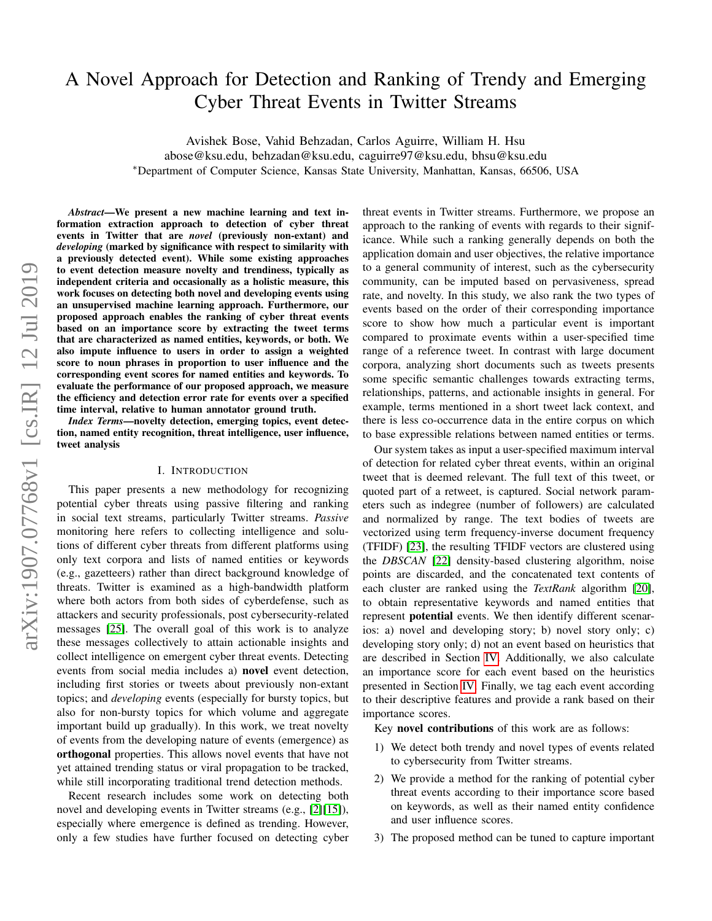# A Novel Approach for Detection and Ranking of Trendy and Emerging Cyber Threat Events in Twitter Streams

Avishek Bose, Vahid Behzadan, Carlos Aguirre, William H. Hsu

abose@ksu.edu, behzadan@ksu.edu, caguirre97@ksu.edu, bhsu@ksu.edu

*Department of Computer Science, Kansas State University, Manhattan, Kansas, 66506, USA

***Abstract*—We present a new machine learning and text information extraction approach to detection of cyber threat events in Twitter that are *novel* (previously non-extant) and *developing* (marked by significance with respect to similarity with a previously detected event). While some existing approaches to event detection measure novelty and trendiness, typically as independent criteria and occasionally as a holistic measure, this work focuses on detecting both novel and developing events using an unsupervised machine learning approach. Furthermore, our proposed approach enables the ranking of cyber threat events based on an importance score by extracting the tweet terms that are characterized as named entities, keywords, or both. We also impute influence to users in order to assign a weighted score to noun phrases in proportion to user influence and the corresponding event scores for named entities and keywords. To evaluate the performance of our proposed approach, we measure the efficiency and detection error rate for events over a specified time interval, relative to human annotator ground truth.**

***Index Terms*—novelty detection, emerging topics, event detection, named entity recognition, threat intelligence, user influence, tweet analysis**

## I. Introduction

This paper presents a new methodology for recognizing potential cyber threats using passive filtering and ranking in social text streams, particularly Twitter streams. *Passive* monitoring here refers to collecting intelligence and solutions of different cyber threats from different platforms using only text corpora and lists of named entities or keywords (e.g., gazetteers) rather than direct background knowledge of threats. Twitter is examined as a high-bandwidth platform where both actors from both sides of cyberdefense, such as attackers and security professionals, post cybersecurity-related messages [25]. The overall goal of this work is to analyze these messages collectively to attain actionable insights and collect intelligence on emergent cyber threat events. Detecting events from social media includes a) **novel** event detection, including first stories or tweets about previously non-extant topics; and *developing* events (especially for bursty topics, but also for non-bursty topics for which volume and aggregate important build up gradually). In this work, we treat novelty of events from the developing nature of events (emergence) as **orthogonal** properties. This allows novel events that have not yet attained trending status or viral propagation to be tracked, while still incorporating traditional trend detection methods.

Recent research includes some work on detecting both novel and developing events in Twitter streams (e.g., [2][15]), especially where emergence is defined as trending. However, only a few studies have further focused on detecting cyber threat events in Twitter streams. Furthermore, we propose an approach to the ranking of events with regards to their significance. While such a ranking generally depends on both the application domain and user objectives, the relative importance to a general community of interest, such as the cybersecurity community, can be imputed based on pervasiveness, spread rate, and novelty. In this study, we also rank the two types of events based on the order of their corresponding importance score to show how much a particular event is important compared to proximate events within a user-specified time range of a reference tweet. In contrast with large document corpora, analyzing short documents such as tweets presents some specific semantic challenges towards extracting terms, relationships, patterns, and actionable insights in general. For example, terms mentioned in a short tweet lack context, and there is less co-occurrence data in the entire corpus on which to base expressible relations between named entities or terms.

Our system takes as input a user-specified maximum interval of detection for related cyber threat events, within an original tweet that is deemed relevant. The full text of this tweet, or quoted part of a retweet, is captured. Social network parameters such as indegree (number of followers) are calculated and normalized by range. The text bodies of tweets are vectorized using term frequency-inverse document frequency (TFIDF) [23], the resulting TFIDF vectors are clustered using the *DBSCAN* [22] density-based clustering algorithm, noise points are discarded, and the concatenated text contents of each cluster are ranked using the *TextRank* algorithm [20], to obtain representative keywords and named entities that represent **potential** events. We then identify different scenarios: a) novel and developing story; b) novel story only; c) developing story only; d) not an event based on heuristics that are described in Section IV. Additionally, we also calculate an importance score for each event based on the heuristics presented in Section IV. Finally, we tag each event according to their descriptive features and provide a rank based on their importance scores.

Key **novel contributions** of this work are as follows:

1) We detect both trendy and novel types of events related to cybersecurity from Twitter streams.
2) We provide a method for the ranking of potential cyber threat events according to their importance score based on keywords, as well as their named entity confidence and user influence scores.
3) The proposed method can be tuned to capture important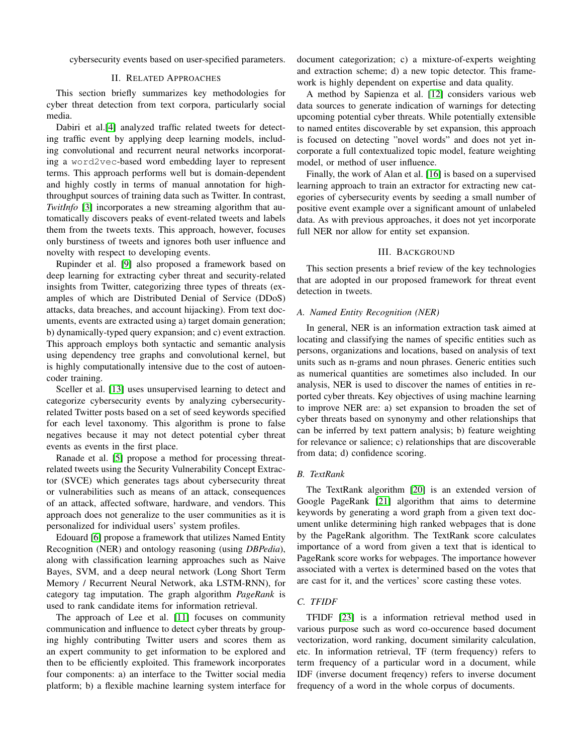cybersecurity events based on user-specified parameters.

## II. Related Approaches

This section briefly summarizes key methodologies for cyber threat detection from text corpora, particularly social media.

Dabiri et al.[4] analyzed traffic related tweets for detecting traffic event by applying deep learning models, including convolutional and recurrent neural networks incorporating a `word2vec`-based word embedding layer to represent terms. This approach performs well but is domain-dependent and highly costly in terms of manual annotation for high-throughput sources of training data such as Twitter. In contrast, *TwitInfo* [3] incorporates a new streaming algorithm that automatically discovers peaks of event-related tweets and labels them from the tweets texts. This approach, however, focuses only burstiness of tweets and ignores both user influence and novelty with respect to developing events.

Rupinder et al. [9] also proposed a framework based on deep learning for extracting cyber threat and security-related insights from Twitter, categorizing three types of threats (examples of which are Distributed Denial of Service (DDoS) attacks, data breaches, and account hijacking). From text documents, events are extracted using a) target domain generation; b) dynamically-typed query expansion; and c) event extraction. This approach employs both syntactic and semantic analysis using dependency tree graphs and convolutional kernel, but is highly computationally intensive due to the cost of autoencoder training.

Sceller et al. [13] uses unsupervised learning to detect and categorize cybersecurity events by analyzing cybersecurity-related Twitter posts based on a set of seed keywords specified for each level taxonomy. This algorithm is prone to false negatives because it may not detect potential cyber threat events as events in the first place.

Ranade et al. [5] propose a method for processing threat-related tweets using the Security Vulnerability Concept Extractor (SVCE) which generates tags about cybersecurity threat or vulnerabilities such as means of an attack, consequences of an attack, affected software, hardware, and vendors. This approach does not generalize to the user communities as it is personalized for individual users' system profiles.

Edouard [6] propose a framework that utilizes Named Entity Recognition (NER) and ontology reasoning (using *DBPedia*), along with classification learning approaches such as Naive Bayes, SVM, and a deep neural network (Long Short Term Memory / Recurrent Neural Network, aka LSTM-RNN), for category tag imputation. The graph algorithm *PageRank* is used to rank candidate items for information retrieval.

The approach of Lee et al. [11] focuses on community communication and influence to detect cyber threats by grouping highly contributing Twitter users and scores them as an expert community to get information to be explored and then to be efficiently exploited. This framework incorporates four components: a) an interface to the Twitter social media platform; b) a flexible machine learning system interface for document categorization; c) a mixture-of-experts weighting and extraction scheme; d) a new topic detector. This framework is highly dependent on expertise and data quality.

A method by Sapienza et al. [12] considers various web data sources to generate indication of warnings for detecting upcoming potential cyber threats. While potentially extensible to named entites discoverable by set expansion, this approach is focused on detecting "novel words" and does not yet incorporate a full contextualized topic model, feature weighting model, or method of user influence.

Finally, the work of Alan et al. [16] is based on a supervised learning approach to train an extractor for extracting new categories of cybersecurity events by seeding a small number of positive event example over a significant amount of unlabeled data. As with previous approaches, it does not yet incorporate full NER nor allow for entity set expansion.

## III. Background

This section presents a brief review of the key technologies that are adopted in our proposed framework for threat event detection in tweets.

### A. Named Entity Recognition (NER)

In general, NER is an information extraction task aimed at locating and classifying the names of specific entities such as persons, organizations and locations, based on analysis of text units such as n-grams and noun phrases. Generic entities such as numerical quantities are sometimes also included. In our analysis, NER is used to discover the names of entities in reported cyber threats. Key objectives of using machine learning to improve NER are: a) set expansion to broaden the set of cyber threats based on synonymy and other relationships that can be inferred by text pattern analysis; b) feature weighting for relevance or salience; c) relationships that are discoverable from data; d) confidence scoring.

### B. TextRank

The TextRank algorithm [20] is an extended version of Google PageRank [21] algorithm that aims to determine keywords by generating a word graph from a given text document unlike determining high ranked webpages that is done by the PageRank algorithm. The TextRank score calculates importance of a word from given a text that is identical to PageRank score works for webpages. The importance however associated with a vertex is determined based on the votes that are cast for it, and the vertices' score casting these votes.

### C. TFIDF

TFIDF [23] is a information retrieval method used in various purpose such as word co-occurence based document vectorization, word ranking, document similarity calculation, etc. In information retrieval, TF (term frequency) refers to term frequency of a particular word in a document, while IDF (inverse document freqency) refers to inverse document frequency of a word in the whole corpus of documents.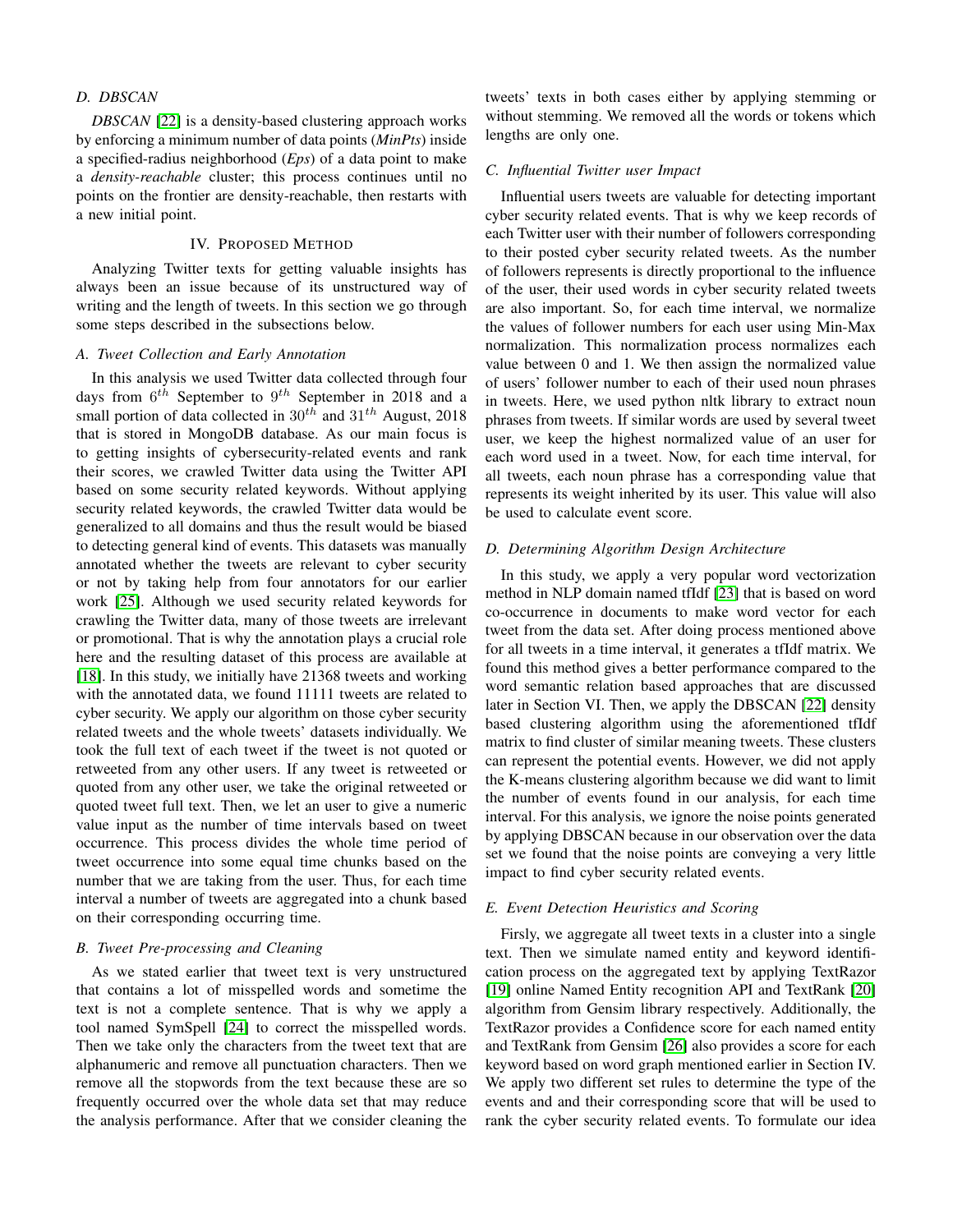### D. DBSCAN

*DBSCAN* [22] is a density-based clustering approach works by enforcing a minimum number of data points (*MinPts*) inside a specified-radius neighborhood (*Eps*) of a data point to make a *density-reachable* cluster; this process continues until no points on the frontier are density-reachable, then restarts with a new initial point.

## IV. Proposed Method

Analyzing Twitter texts for getting valuable insights has always been an issue because of its unstructured way of writing and the length of tweets. In this section we go through some steps described in the subsections below.

### A. Tweet Collection and Early Annotation

In this analysis we used Twitter data collected through four days from $6^{th}$ September to $9^{th}$ September in 2018 and a small portion of data collected in $30^{th}$ and $31^{th}$ August, 2018 that is stored in MongoDB database. As our main focus is to getting insights of cybersecurity-related events and rank their scores, we crawled Twitter data using the Twitter API based on some security related keywords. Without applying security related keywords, the crawled Twitter data would be generalized to all domains and thus the result would be biased to detecting general kind of events. This datasets was manually annotated whether the tweets are relevant to cyber security or not by taking help from four annotators for our earlier work [25]. Although we used security related keywords for crawling the Twitter data, many of those tweets are irrelevant or promotional. That is why the annotation plays a crucial role here and the resulting dataset of this process are available at [18]. In this study, we initially have 21368 tweets and working with the annotated data, we found 11111 tweets are related to cyber security. We apply our algorithm on those cyber security related tweets and the whole tweets' datasets individually. We took the full text of each tweet if the tweet is not quoted or retweeted from any other users. If any tweet is retweeted or quoted from any other user, we take the original retweeted or quoted tweet full text. Then, we let an user to give a numeric value input as the number of time intervals based on tweet occurrence. This process divides the whole time period of tweet occurrence into some equal time chunks based on the number that we are taking from the user. Thus, for each time interval a number of tweets are aggregated into a chunk based on their corresponding occurring time.

### B. Tweet Pre-processing and Cleaning

As we stated earlier that tweet text is very unstructured that contains a lot of misspelled words and sometime the text is not a complete sentence. That is why we apply a tool named SymSpell [24] to correct the misspelled words. Then we take only the characters from the tweet text that are alphanumeric and remove all punctuation characters. Then we remove all the stopwords from the text because these are so frequently occurred over the whole data set that may reduce the analysis performance. After that we consider cleaning the tweets' texts in both cases either by applying stemming or without stemming. We removed all the words or tokens which lengths are only one.

### C. Influential Twitter user Impact

Influential users tweets are valuable for detecting important cyber security related events. That is why we keep records of each Twitter user with their number of followers corresponding to their posted cyber security related tweets. As the number of followers represents is directly proportional to the influence of the user, their used words in cyber security related tweets are also important. So, for each time interval, we normalize the values of follower numbers for each user using Min-Max normalization. This normalization process normalizes each value between 0 and 1. We then assign the normalized value of users' follower number to each of their used noun phrases in tweets. Here, we used python nltk library to extract noun phrases from tweets. If similar words are used by several tweet user, we keep the highest normalized value of an user for each word used in a tweet. Now, for each time interval, for all tweets, each noun phrase has a corresponding value that represents its weight inherited by its user. This value will also be used to calculate event score.

### D. Determining Algorithm Design Architecture

In this study, we apply a very popular word vectorization method in NLP domain named tfIdf [23] that is based on word co-occurrence in documents to make word vector for each tweet from the data set. After doing process mentioned above for all tweets in a time interval, it generates a tfIdf matrix. We found this method gives a better performance compared to the word semantic relation based approaches that are discussed later in Section VI. Then, we apply the DBSCAN [22] density based clustering algorithm using the aforementioned tfIdf matrix to find cluster of similar meaning tweets. These clusters can represent the potential events. However, we did not apply the K-means clustering algorithm because we did want to limit the number of events found in our analysis, for each time interval. For this analysis, we ignore the noise points generated by applying DBSCAN because in our observation over the data set we found that the noise points are conveying a very little impact to find cyber security related events.

### E. Event Detection Heuristics and Scoring

Firsly, we aggregate all tweet texts in a cluster into a single text. Then we simulate named entity and keyword identification process on the aggregated text by applying TextRazor [19] online Named Entity recognition API and TextRank [20] algorithm from Gensim library respectively. Additionally, the TextRazor provides a Confidence score for each named entity and TextRank from Gensim [26] also provides a score for each keyword based on word graph mentioned earlier in Section IV. We apply two different set rules to determine the type of the events and and their corresponding score that will be used to rank the cyber security related events. To formulate our idea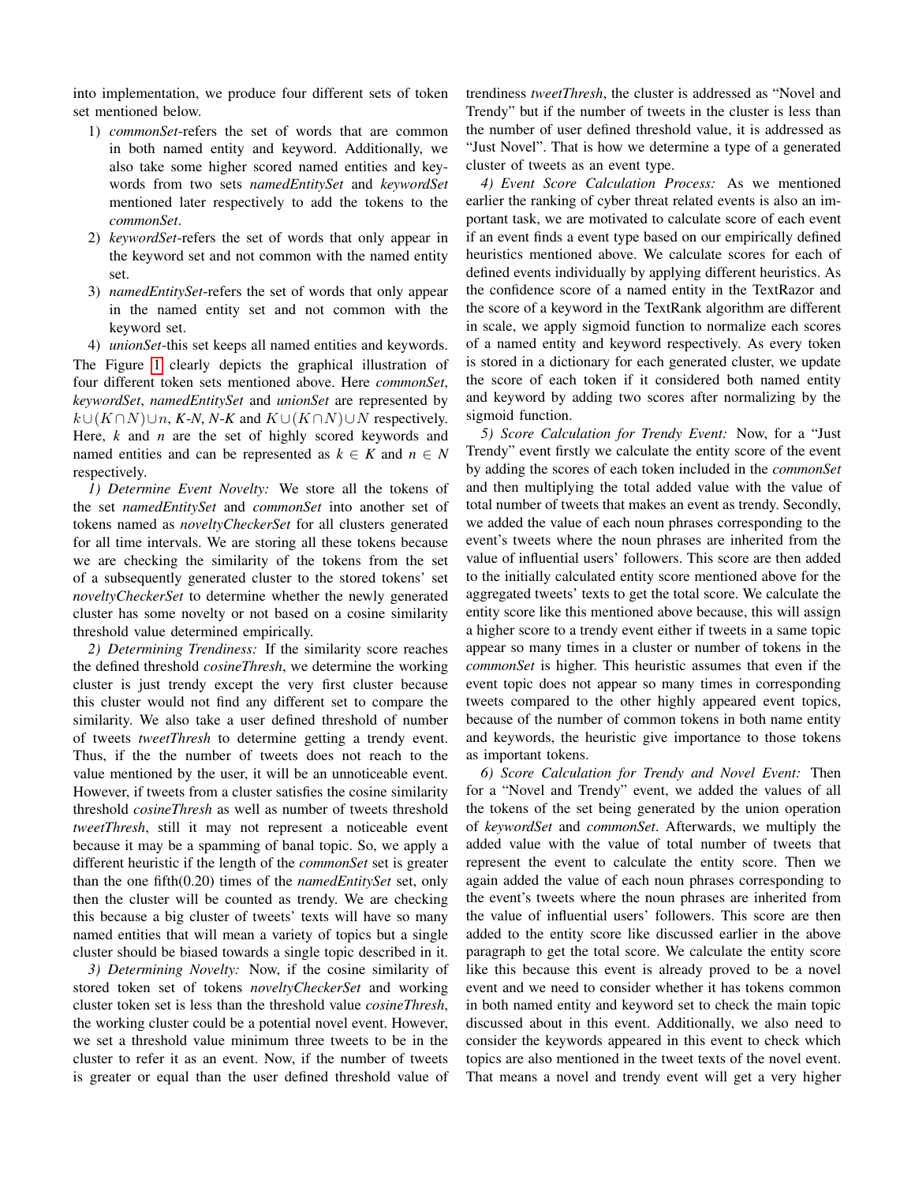into implementation, we produce four different sets of token set mentioned below.

1) *commonSet*-refers the set of words that are common in both named entity and keyword. Additionally, we also take some higher scored named entities and keywords from two sets *namedEntitySet* and *keywordSet* mentioned later respectively to add the tokens to the *commonSet*.
2) *keywordSet*-refers the set of words that only appear in the keyword set and not common with the named entity set.
3) *namedEntitySet*-refers the set of words that only appear in the named entity set and not common with the keyword set.
4) *unionSet*-this set keeps all named entities and keywords.

The Figure 1 clearly depicts the graphical illustration of four different token sets mentioned above. Here *commonSet*, *keywordSet*, *namedEntitySet* and *unionSet* are represented by $k \cup (K \cap N) \cup n$, *K-N*, *N-K* and $K \cup (K \cap N) \cup N$ respectively. Here, *k* and *n* are the set of highly scored keywords and named entities and can be represented as $k \in K$ and $n \in N$ respectively.

*1) Determine Event Novelty:* We store all the tokens of the set *namedEntitySet* and *commonSet* into another set of tokens named as *noveltyCheckerSet* for all clusters generated for all time intervals. We are storing all these tokens because we are checking the similarity of the tokens from the set of a subsequently generated cluster to the stored tokens' set *noveltyCheckerSet* to determine whether the newly generated cluster has some novelty or not based on a cosine similarity threshold value determined empirically.

*2) Determining Trendiness:* If the similarity score reaches the defined threshold *cosineThresh*, we determine the working cluster is just trendy except the very first cluster because this cluster would not find any different set to compare the similarity. We also take a user defined threshold of number of tweets *tweetThresh* to determine getting a trendy event. Thus, if the the number of tweets does not reach to the value mentioned by the user, it will be an unnoticeable event. However, if tweets from a cluster satisfies the cosine similarity threshold *cosineThresh* as well as number of tweets threshold *tweetThresh*, still it may not represent a noticeable event because it may be a spamming of banal topic. So, we apply a different heuristic if the length of the *commonSet* set is greater than the one fifth(0.20) times of the *namedEntitySet* set, only then the cluster will be counted as trendy. We are checking this because a big cluster of tweets' texts will have so many named entities that will mean a variety of topics but a single cluster should be biased towards a single topic described in it.

*3) Determining Novelty:* Now, if the cosine similarity of stored token set of tokens *noveltyCheckerSet* and working cluster token set is less than the threshold value *cosineThresh*, the working cluster could be a potential novel event. However, we set a threshold value minimum three tweets to be in the cluster to refer it as an event. Now, if the number of tweets is greater or equal than the user defined threshold value of trendiness *tweetThresh*, the cluster is addressed as "Novel and Trendy" but if the number of tweets in the cluster is less than the number of user defined threshold value, it is addressed as "Just Novel". That is how we determine a type of a generated cluster of tweets as an event type.

*4) Event Score Calculation Process:* As we mentioned earlier the ranking of cyber threat related events is also an important task, we are motivated to calculate score of each event if an event finds a event type based on our empirically defined heuristics mentioned above. We calculate scores for each of defined events individually by applying different heuristics. As the confidence score of a named entity in the TextRazor and the score of a keyword in the TextRank algorithm are different in scale, we apply sigmoid function to normalize each scores of a named entity and keyword respectively. As every token is stored in a dictionary for each generated cluster, we update the score of each token if it considered both named entity and keyword by adding two scores after normalizing by the sigmoid function.

*5) Score Calculation for Trendy Event:* Now, for a "Just Trendy" event firstly we calculate the entity score of the event by adding the scores of each token included in the *commonSet* and then multiplying the total added value with the value of total number of tweets that makes an event as trendy. Secondly, we added the value of each noun phrases corresponding to the event's tweets where the noun phrases are inherited from the value of influential users' followers. This score are then added to the initially calculated entity score mentioned above for the aggregated tweets' texts to get the total score. We calculate the entity score like this mentioned above because, this will assign a higher score to a trendy event either if tweets in a same topic appear so many times in a cluster or number of tokens in the *commonSet* is higher. This heuristic assumes that even if the event topic does not appear so many times in corresponding tweets compared to the other highly appeared event topics, because of the number of common tokens in both name entity and keywords, the heuristic give importance to those tokens as important tokens.

*6) Score Calculation for Trendy and Novel Event:* Then for a "Novel and Trendy" event, we added the values of all the tokens of the set being generated by the union operation of *keywordSet* and *commonSet*. Afterwards, we multiply the added value with the value of total number of tweets that represent the event to calculate the entity score. Then we again added the value of each noun phrases corresponding to the event's tweets where the noun phrases are inherited from the value of influential users' followers. This score are then added to the entity score like discussed earlier in the above paragraph to get the total score. We calculate the entity score like this because this event is already proved to be a novel event and we need to consider whether it has tokens common in both named entity and keyword set to check the main topic discussed about in this event. Additionally, we also need to consider the keywords appeared in this event to check which topics are also mentioned in the tweet texts of the novel event. That means a novel and trendy event will get a very higher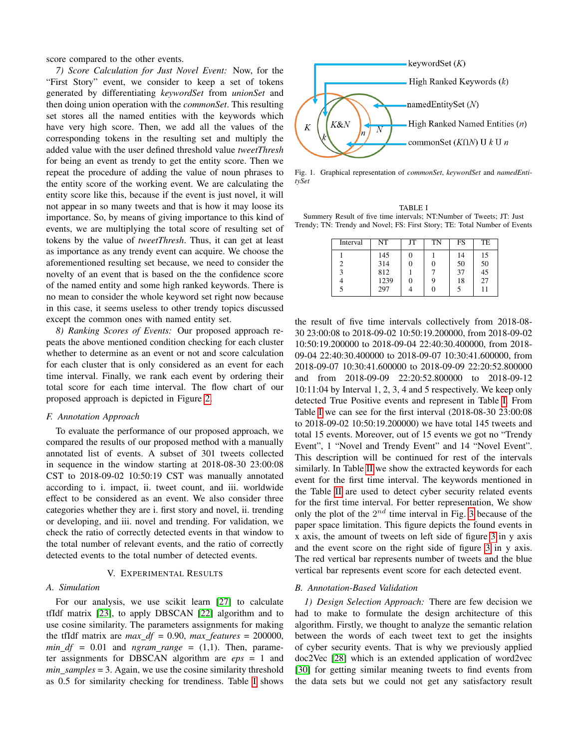score compared to the other events.

*7) Score Calculation for Just Novel Event:* Now, for the "First Story" event, we consider to keep a set of tokens generated by differentiating *keywordSet* from *unionSet* and then doing union operation with the *commonSet*. This resulting set stores all the named entities with the keywords which have very high score. Then, we add all the values of the corresponding tokens in the resulting set and multiply the added value with the user defined threshold value *tweetThresh* for being an event as trendy to get the entity score. Then we repeat the procedure of adding the value of noun phrases to the entity score of the working event. We are calculating the entity score like this, because if the event is just novel, it will not appear in so many tweets and that is how it may loose its importance. So, by means of giving importance to this kind of events, we are multiplying the total score of resulting set of tokens by the value of *tweetThresh*. Thus, it can get at least as importance as any trendy event can acquire. We choose the aforementioned resulting set because, we need to consider the novelty of an event that is based on the the confidence score of the named entity and some high ranked keywords. There is no mean to consider the whole keyword set right now because in this case, it seems useless to other trendy topics discussed except the common ones with named entity set.

*8) Ranking Scores of Events:* Our proposed approach repeats the above mentioned condition checking for each cluster whether to determine as an event or not and score calculation for each cluster that is only considered as an event for each time interval. Finally, we rank each event by ordering their total score for each time interval. The flow chart of our proposed approach is depicted in Figure 2.

### F. Annotation Approach

To evaluate the performance of our proposed approach, we compared the results of our proposed method with a manually annotated list of events. A subset of 301 tweets collected in sequence in the window starting at 2018-08-30 23:00:08 CST to 2018-09-02 10:50:19 CST was manually annotated according to i. impact, ii. tweet count, and iii. worldwide effect to be considered as an event. We also consider three categories whether they are i. first story and novel, ii. trending or developing, and iii. novel and trending. For validation, we check the ratio of correctly detected events in that window to the total number of relevant events, and the ratio of correctly detected events to the total number of detected events.

## V. Experimental Results

### A. Simulation

For our analysis, we use scikit learn [27] to calculate tfIdf matrix [23], to apply DBSCAN [22] algorithm and to use cosine similarity. The parameters assignments for making the tfIdf matrix are *max_df* = 0.90, *max_features* = 200000, *min_df* = 0.01 and *ngram_range* = (1,1). Then, parameter assignments for DBSCAN algorithm are *eps* = 1 and *min_samples* = 3. Again, we use the cosine similarity threshold as 0.5 for similarity checking for trendiness. Table I shows

keywordSet ($K$)
High Ranked Keywords ($k$)
namedEntitySet ($N$)
High Ranked Named Entities ($n$)
commonSet ($K \cap N$) U $k$ U $n$

Fig. 1. Graphical representation of *commonSet*, *keywordSet* and *namedEntitySet*

TABLE I
Summery Result of five time intervals; NT:Number of Tweets; JT: Just Trendy; TN: Trendy and Novel; FS: First Story; TE: Total Number of Events

| Interval | NT | JT | TN | FS | TE |
|---|---|---|---|---|---|
| 1 | 145 | 0 | 1 | 14 | 15 |
| 2 | 314 | 0 | 0 | 50 | 50 |
| 3 | 812 | 1 | 7 | 37 | 45 |
| 4 | 1239 | 0 | 9 | 18 | 27 |
| 5 | 297 | 4 | 0 | 5 | 11 |

the result of five time intervals collectively from 2018-08-30 23:00:08 to 2018-09-02 10:50:19.200000, from 2018-09-02 10:50:19.200000 to 2018-09-04 22:40:30.400000, from 2018-09-04 22:40:30.400000 to 2018-09-07 10:30:41.600000, from 2018-09-07 10:30:41.600000 to 2018-09-09 22:20:52.800000 and from 2018-09-09 22:20:52.800000 to 2018-09-12 10:11:04 by Interval 1, 2, 3, 4 and 5 respectively. We keep only detected True Positive events and represent in Table I. From Table I we can see for the first interval (2018-08-30 23:00:08 to 2018-09-02 10:50:19.200000) we have total 145 tweets and total 15 events. Moreover, out of 15 events we got no "Trendy Event", 1 "Novel and Trendy Event" and 14 "Novel Event". This description will be continued for rest of the intervals similarly. In Table II we show the extracted keywords for each event for the first time interval. The keywords mentioned in the Table II are used to detect cyber security related events for the first time interval. For better representation, We show only the plot of the $2^{nd}$ time interval in Fig. 3 because of the paper space limitation. This figure depicts the found events in x axis, the amount of tweets on left side of figure 3 in y axis and the event score on the right side of figure 3 in y axis. The red vertical bar represents number of tweets and the blue vertical bar represents event score for each detected event.

### B. Annotation-Based Validation

*1) Design Selection Approach:* There are few decision we had to make to formulate the design architecture of this algorithm. Firstly, we thought to analyze the semantic relation between the words of each tweet text to get the insights of cyber security events. That is why we previously applied doc2Vec [28] which is an extended application of word2vec [30] for getting similar meaning tweets to find events from the data sets but we could not get any satisfactory result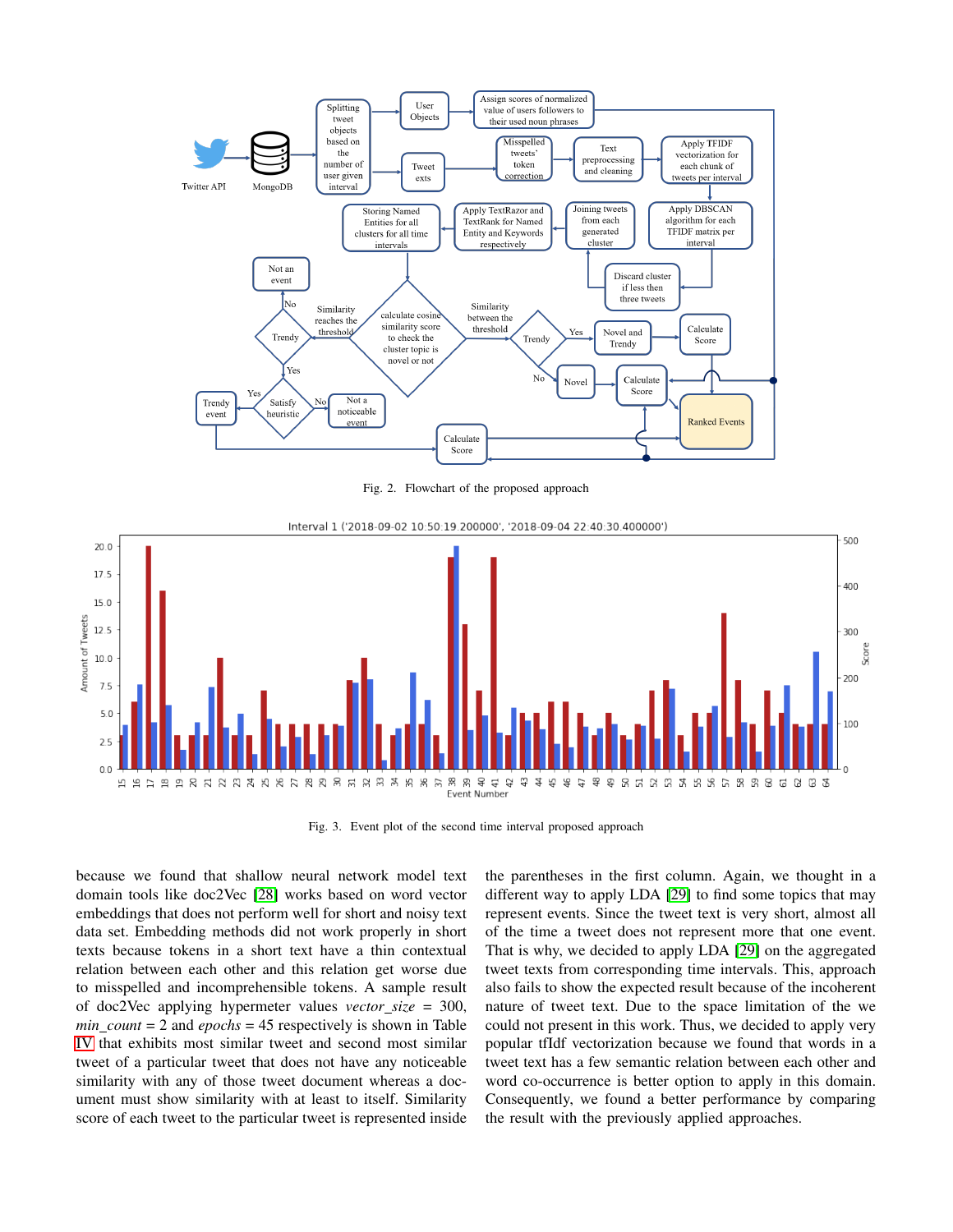Fig. 2. Flowchart of the proposed approach

Fig. 3. Event plot of the second time interval proposed approach

because we found that shallow neural network model text domain tools like doc2Vec [28] works based on word vector embeddings that does not perform well for short and noisy text data set. Embedding methods did not work properly in short texts because tokens in a short text have a thin contextual relation between each other and this relation get worse due to misspelled and incomprehensible tokens. A sample result of doc2Vec applying hypermeter values *vector_size* = 300, *min_count* = 2 and *epochs* = 45 respectively is shown in Table IV that exhibits most similar tweet and second most similar tweet of a particular tweet that does not have any noticeable similarity with any of those tweet document whereas a document must show similarity with at least to itself. Similarity score of each tweet to the particular tweet is represented inside the parentheses in the first column. Again, we thought in a different way to apply LDA [29] to find some topics that may represent events. Since the tweet text is very short, almost all of the time a tweet does not represent more that one event. That is why, we decided to apply LDA [29] on the aggregated tweet texts from corresponding time intervals. This, approach also fails to show the expected result because of the incoherent nature of tweet text. Due to the space limitation of the we could not present in this work. Thus, we decided to apply very popular tfIdf vectorization because we found that words in a tweet text has a few semantic relation between each other and word co-occurrence is better option to apply in this domain. Consequently, we found a better performance by comparing the result with the previously applied approaches.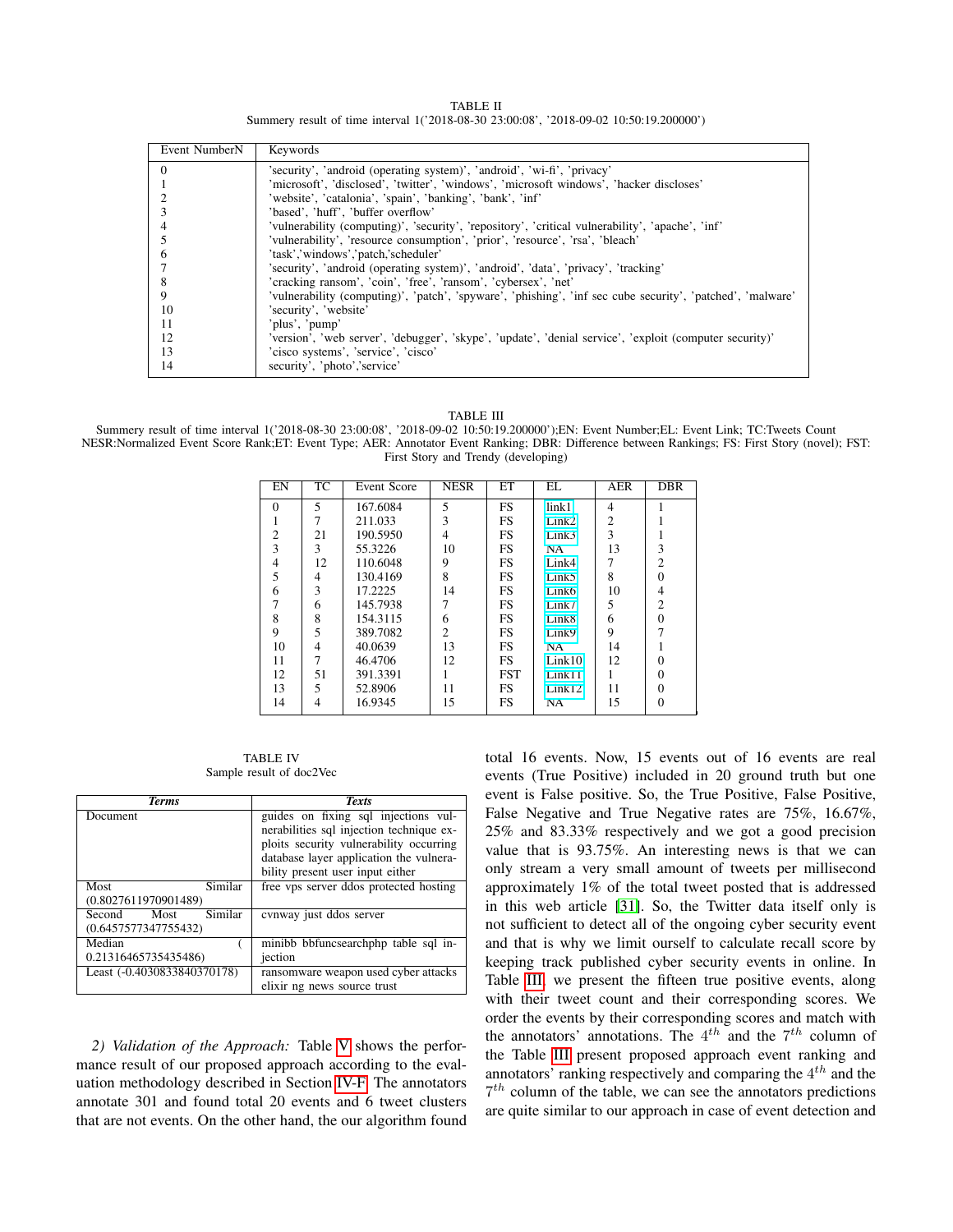TABLE II
Summery result of time interval 1('2018-08-30 23:00:08', '2018-09-02 10:50:19.200000')

| Event NumberN | Keywords |
|---|---|
| 0 | 'security', 'android (operating system)', 'android', 'wi-fi', 'privacy' |
| 1 | 'microsoft', 'disclosed', 'twitter', 'windows', 'microsoft windows', 'hacker discloses' |
| 2 | 'website', 'catalonia', 'spain', 'banking', 'bank', 'inf' |
| 3 | 'based', 'huff', 'buffer overflow' |
| 4 | 'vulnerability (computing)', 'security', 'repository', 'critical vulnerability', 'apache', 'inf' |
| 5 | 'vulnerability', 'resource consumption', 'prior', 'resource', 'rsa', 'bleach' |
| 6 | 'task','windows','patch,'scheduler' |
| 7 | 'security', 'android (operating system)', 'android', 'data', 'privacy', 'tracking' |
| 8 | 'cracking ransom', 'coin', 'free', 'ransom', 'cybersex', 'net' |
| 9 | 'vulnerability (computing)', 'patch', 'spyware', 'phishing', 'inf sec cube security', 'patched', 'malware' |
| 10 | 'security', 'website' |
| 11 | 'plus', 'pump' |
| 12 | 'version', 'web server', 'debugger', 'skype', 'update', 'denial service', 'exploit (computer security)' |
| 13 | 'cisco systems', 'service', 'cisco' |
| 14 | security', 'photo','service' |

TABLE III
Summery result of time interval 1('2018-08-30 23:00:08', '2018-09-02 10:50:19.200000');EN: Event Number;EL: Event Link; TC:Tweets Count NESR:Normalized Event Score Rank;ET: Event Type; AER: Annotator Event Ranking; DBR: Difference between Rankings; FS: First Story (novel); FST: First Story and Trendy (developing)

| EN | TC | Event Score | NESR | ET | EL | AER | DBR |
|---|---|---|---|---|---|---|---|
| 0 | 5 | 167.6084 | 5 | FS | link1 | 4 | 1 |
| 1 | 7 | 211.033 | 3 | FS | Link2 | 2 | 1 |
| 2 | 21 | 190.5950 | 4 | FS | Link3 | 3 | 1 |
| 3 | 3 | 55.3226 | 10 | FS | NA | 13 | 3 |
| 4 | 12 | 110.6048 | 9 | FS | Link4 | 7 | 2 |
| 5 | 4 | 130.4169 | 8 | FS | Link5 | 8 | 0 |
| 6 | 3 | 17.2225 | 14 | FS | Link6 | 10 | 4 |
| 7 | 6 | 145.7938 | 7 | FS | Link7 | 5 | 2 |
| 8 | 8 | 154.3115 | 6 | FS | Link8 | 6 | 0 |
| 9 | 5 | 389.7082 | 2 | FS | Link9 | 9 | 7 |
| 10 | 4 | 40.0639 | 13 | FS | NA | 14 | 1 |
| 11 | 7 | 46.4706 | 12 | FS | Link10 | 12 | 0 |
| 12 | 51 | 391.3391 | 1 | FST | Link11 | 1 | 0 |
| 13 | 5 | 52.8906 | 11 | FS | Link12 | 11 | 0 |
| 14 | 4 | 16.9345 | 15 | FS | NA | 15 | 0 |

TABLE IV
Sample result of doc2Vec

| *Terms* | *Texts* |
|---|---|
| Document | guides on fixing sql injections vulnerabilities sql injection technique exploits security vulnerability occurring database layer application the vulnerability present user input either |
| Most Similar (0.8027611970901489) | free vps server ddos protected hosting |
| Second Most Similar (0.6457577347755432) | cvnway just ddos server |
| Median ( 0.21316465735435486) | minibb bbfuncsearchphp table sql injection |
| Least (-0.4030833840370178) | ransomware weapon used cyber attacks elixir ng news source trust |

*2) Validation of the Approach:* Table V shows the performance result of our proposed approach according to the evaluation methodology described in Section IV-F. The annotators annotate 301 and found total 20 events and 6 tweet clusters that are not events. On the other hand, the our algorithm found total 16 events. Now, 15 events out of 16 events are real events (True Positive) included in 20 ground truth but one event is False positive. So, the True Positive, False Positive, False Negative and True Negative rates are 75%, 16.67%, 25% and 83.33% respectively and we got a good precision value that is 93.75%. An interesting news is that we can only stream a very small amount of tweets per millisecond approximately 1% of the total tweet posted that is addressed in this web article [31]. So, the Twitter data itself only is not sufficient to detect all of the ongoing cyber security event and that is why we limit ourself to calculate recall score by keeping track published cyber security events in online. In Table III, we present the fifteen true positive events, along with their tweet count and their corresponding scores. We order the events by their corresponding scores and match with the annotators' annotations. The $4^{th}$ and the $7^{th}$ column of the Table III present proposed approach event ranking and annotators' ranking respectively and comparing the $4^{th}$ and the $7^{th}$ column of the table, we can see the annotators predictions are quite similar to our approach in case of event detection and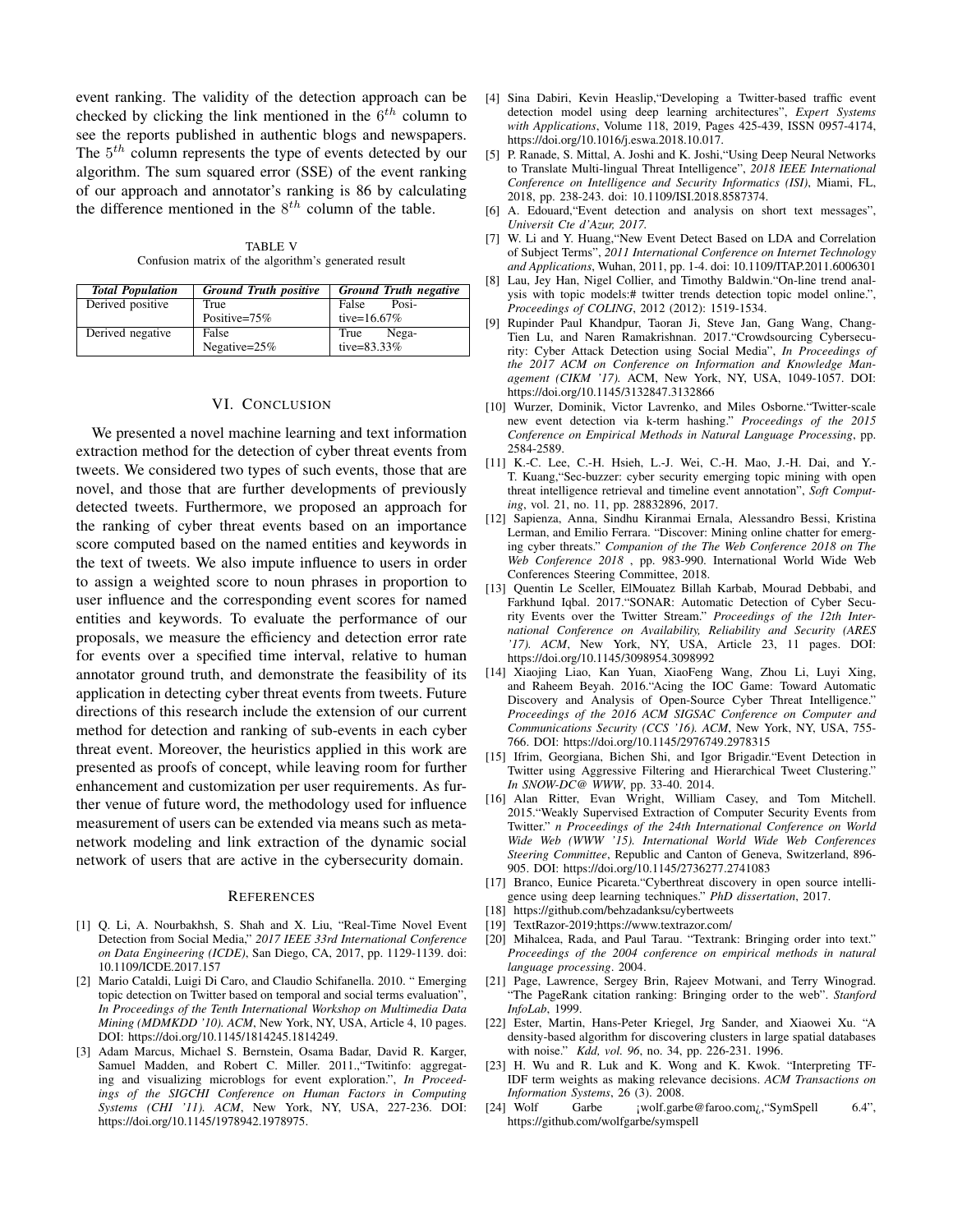event ranking. The validity of the detection approach can be checked by clicking the link mentioned in the $6^{th}$ column to see the reports published in authentic blogs and newspapers. The $5^{th}$ column represents the type of events detected by our algorithm. The sum squared error (SSE) of the event ranking of our approach and annotator's ranking is 86 by calculating the difference mentioned in the $8^{th}$ column of the table.

TABLE V
Confusion matrix of the algorithm's generated result

| *Total Population* | *Ground Truth positive* | *Ground Truth negative* |
|---|---|---|
| Derived positive | True Positive=75% | False Positive=16.67% |
| Derived negative | False Negative=25% | True Negative=83.33% |

## VI. Conclusion

We presented a novel machine learning and text information extraction method for the detection of cyber threat events from tweets. We considered two types of such events, those that are novel, and those that are further developments of previously detected tweets. Furthermore, we proposed an approach for the ranking of cyber threat events based on an importance score computed based on the named entities and keywords in the text of tweets. We also impute influence to users in order to assign a weighted score to noun phrases in proportion to user influence and the corresponding event scores for named entities and keywords. To evaluate the performance of our proposals, we measure the efficiency and detection error rate for events over a specified time interval, relative to human annotator ground truth, and demonstrate the feasibility of its application in detecting cyber threat events from tweets. Future directions of this research include the extension of our current method for detection and ranking of sub-events in each cyber threat event. Moreover, the heuristics applied in this work are presented as proofs of concept, while leaving room for further enhancement and customization per user requirements. As further venue of future word, the methodology used for influence measurement of users can be extended via means such as meta-network modeling and link extraction of the dynamic social network of users that are active in the cybersecurity domain.

## References

[1] Q. Li, A. Nourbakhsh, S. Shah and X. Liu, "Real-Time Novel Event Detection from Social Media," *2017 IEEE 33rd International Conference on Data Engineering (ICDE)*, San Diego, CA, 2017, pp. 1129-1139. doi: 10.1109/ICDE.2017.157

[2] Mario Cataldi, Luigi Di Caro, and Claudio Schifanella. 2010. " Emerging topic detection on Twitter based on temporal and social terms evaluation", *In Proceedings of the Tenth International Workshop on Multimedia Data Mining (MDMKDD '10). ACM*, New York, NY, USA, Article 4, 10 pages. DOI: https://doi.org/10.1145/1814245.1814249.

[3] Adam Marcus, Michael S. Bernstein, Osama Badar, David R. Karger, Samuel Madden, and Robert C. Miller. 2011.,"Twitinfo: aggregating and visualizing microblogs for event exploration.", *In Proceedings of the SIGCHI Conference on Human Factors in Computing Systems (CHI '11). ACM*, New York, NY, USA, 227-236. DOI: https://doi.org/10.1145/1978942.1978975.

[4] Sina Dabiri, Kevin Heaslip,"Developing a Twitter-based traffic event detection model using deep learning architectures", *Expert Systems with Applications*, Volume 118, 2019, Pages 425-439, ISSN 0957-4174, https://doi.org/10.1016/j.eswa.2018.10.017.

[5] P. Ranade, S. Mittal, A. Joshi and K. Joshi,"Using Deep Neural Networks to Translate Multi-lingual Threat Intelligence", *2018 IEEE International Conference on Intelligence and Security Informatics (ISI)*, Miami, FL, 2018, pp. 238-243. doi: 10.1109/ISI.2018.8587374.

[6] A. Edouard,"Event detection and analysis on short text messages", *Universit Cte d'Azur, 2017.*

[7] W. Li and Y. Huang,"New Event Detect Based on LDA and Correlation of Subject Terms", *2011 International Conference on Internet Technology and Applications*, Wuhan, 2011, pp. 1-4. doi: 10.1109/ITAP.2011.6006301

[8] Lau, Jey Han, Nigel Collier, and Timothy Baldwin."On-line trend analysis with topic models:# twitter trends detection topic model online.", *Proceedings of COLING*, 2012 (2012): 1519-1534.

[9] Rupinder Paul Khandpur, Taoran Ji, Steve Jan, Gang Wang, Chang-Tien Lu, and Naren Ramakrishnan. 2017."Crowdsourcing Cybersecurity: Cyber Attack Detection using Social Media", *In Proceedings of the 2017 ACM on Conference on Information and Knowledge Management (CIKM '17).* ACM, New York, NY, USA, 1049-1057. DOI: https://doi.org/10.1145/3132847.3132866

[10] Wurzer, Dominik, Victor Lavrenko, and Miles Osborne."Twitter-scale new event detection via k-term hashing." *Proceedings of the 2015 Conference on Empirical Methods in Natural Language Processing*, pp. 2584-2589.

[11] K.-C. Lee, C.-H. Hsieh, L.-J. Wei, C.-H. Mao, J.-H. Dai, and Y.-T. Kuang,"Sec-buzzer: cyber security emerging topic mining with open threat intelligence retrieval and timeline event annotation", *Soft Computing*, vol. 21, no. 11, pp. 28832896, 2017.

[12] Sapienza, Anna, Sindhu Kiranmai Ernala, Alessandro Bessi, Kristina Lerman, and Emilio Ferrara. "Discover: Mining online chatter for emerging cyber threats." *Companion of the The Web Conference 2018 on The Web Conference 2018* , pp. 983-990. International World Wide Web Conferences Steering Committee, 2018.

[13] Quentin Le Sceller, ElMouatez Billah Karbab, Mourad Debbabi, and Farkhund Iqbal. 2017."SONAR: Automatic Detection of Cyber Security Events over the Twitter Stream." *Proceedings of the 12th International Conference on Availability, Reliability and Security (ARES '17). ACM*, New York, NY, USA, Article 23, 11 pages. DOI: https://doi.org/10.1145/3098954.3098992

[14] Xiaojing Liao, Kan Yuan, XiaoFeng Wang, Zhou Li, Luyi Xing, and Raheem Beyah. 2016."Acing the IOC Game: Toward Automatic Discovery and Analysis of Open-Source Cyber Threat Intelligence." *Proceedings of the 2016 ACM SIGSAC Conference on Computer and Communications Security (CCS '16). ACM*, New York, NY, USA, 755-766. DOI: https://doi.org/10.1145/2976749.2978315

[15] Ifrim, Georgiana, Bichen Shi, and Igor Brigadir."Event Detection in Twitter using Aggressive Filtering and Hierarchical Tweet Clustering." *In SNOW-DC@ WWW*, pp. 33-40. 2014.

[16] Alan Ritter, Evan Wright, William Casey, and Tom Mitchell. 2015."Weakly Supervised Extraction of Computer Security Events from Twitter." *n Proceedings of the 24th International Conference on World Wide Web (WWW '15). International World Wide Web Conferences Steering Committee*, Republic and Canton of Geneva, Switzerland, 896-905. DOI: https://doi.org/10.1145/2736277.2741083

[17] Branco, Eunice Picareta."Cyberthreat discovery in open source intelligence using deep learning techniques." *PhD dissertation*, 2017.

[18] https://github.com/behzadanksu/cybertweets

[19] TextRazor-2019;https://www.textrazor.com/

[20] Mihalcea, Rada, and Paul Tarau. "Textrank: Bringing order into text." *Proceedings of the 2004 conference on empirical methods in natural language processing*. 2004.

[21] Page, Lawrence, Sergey Brin, Rajeev Motwani, and Terry Winograd. "The PageRank citation ranking: Bringing order to the web". *Stanford InfoLab*, 1999.

[22] Ester, Martin, Hans-Peter Kriegel, Jrg Sander, and Xiaowei Xu. "A density-based algorithm for discovering clusters in large spatial databases with noise." *Kdd, vol. 96*, no. 34, pp. 226-231. 1996.

[23] H. Wu and R. Luk and K. Wong and K. Kwok. "Interpreting TF-IDF term weights as making relevance decisions. *ACM Transactions on Information Systems*, 26 (3). 2008.

[24] Wolf Garbe ¡wolf.garbe@faroo.com¿,"SymSpell 6.4", https://github.com/wolfgarbe/symspell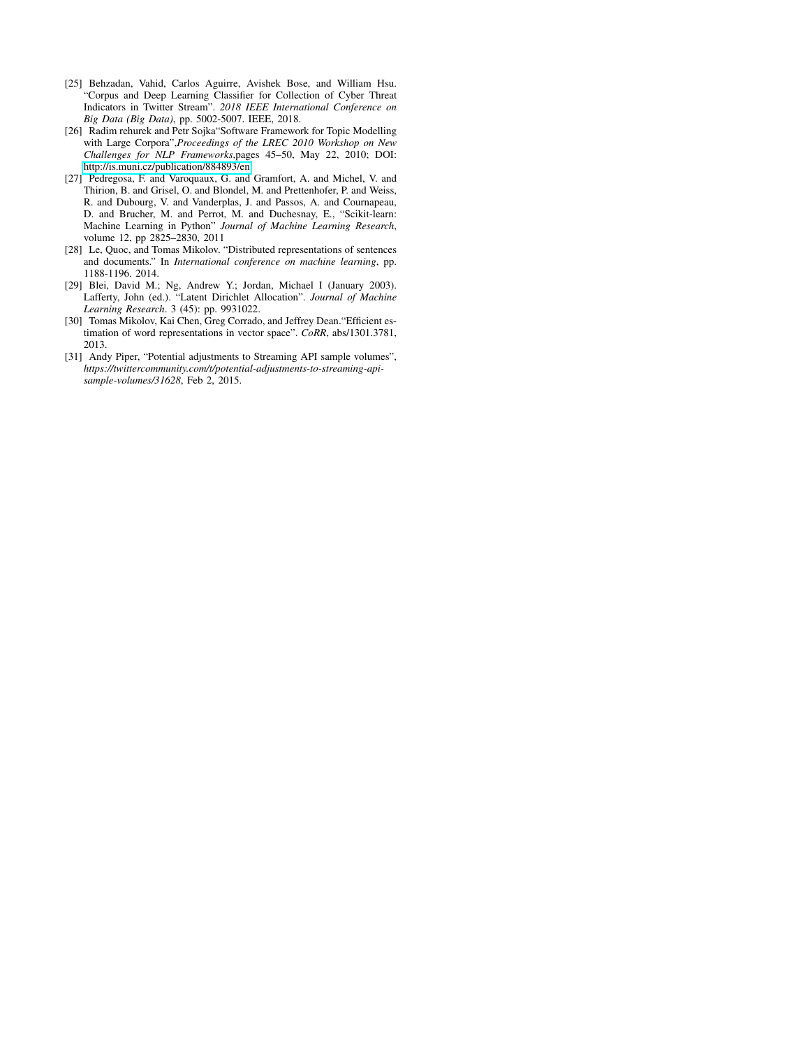[25] Behzadan, Vahid, Carlos Aguirre, Avishek Bose, and William Hsu. "Corpus and Deep Learning Classifier for Collection of Cyber Threat Indicators in Twitter Stream". *2018 IEEE International Conference on Big Data (Big Data)*, pp. 5002-5007. IEEE, 2018.

[26] Radim rehurek and Petr Sojka"Software Framework for Topic Modelling with Large Corpora",*Proceedings of the LREC 2010 Workshop on New Challenges for NLP Frameworks*,pages 45–50, May 22, 2010; DOI: http://is.muni.cz/publication/884893/en

[27] Pedregosa, F. and Varoquaux, G. and Gramfort, A. and Michel, V. and Thirion, B. and Grisel, O. and Blondel, M. and Prettenhofer, P. and Weiss, R. and Dubourg, V. and Vanderplas, J. and Passos, A. and Cournapeau, D. and Brucher, M. and Perrot, M. and Duchesnay, E., "Scikit-learn: Machine Learning in Python" *Journal of Machine Learning Research*, volume 12, pp 2825–2830, 2011

[28] Le, Quoc, and Tomas Mikolov. "Distributed representations of sentences and documents." In *International conference on machine learning*, pp. 1188-1196. 2014.

[29] Blei, David M.; Ng, Andrew Y.; Jordan, Michael I (January 2003). Lafferty, John (ed.). "Latent Dirichlet Allocation". *Journal of Machine Learning Research*. 3 (45): pp. 9931022.

[30] Tomas Mikolov, Kai Chen, Greg Corrado, and Jeffrey Dean."Efficient estimation of word representations in vector space". *CoRR*, abs/1301.3781, 2013.

[31] Andy Piper, "Potential adjustments to Streaming API sample volumes", *https://twittercommunity.com/t/potential-adjustments-to-streaming-api-sample-volumes/31628*, Feb 2, 2015.